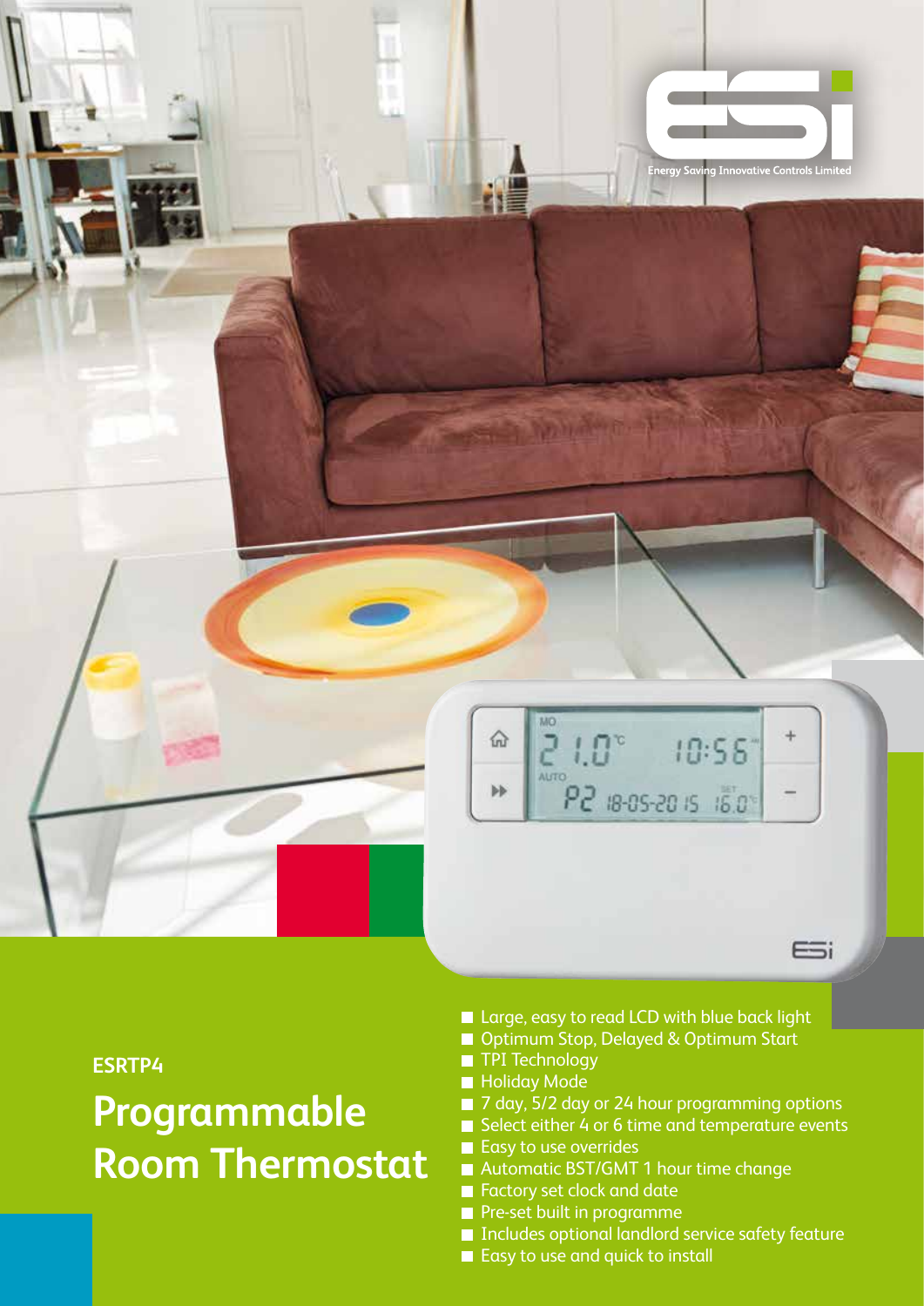Energy Saving Innovative Controls Limited

ESRTP4

# Programmable Room Thermostat

- Large, easy to read LCD with blue back light
- Optimum Stop, Delayed & Optimum Start
- TPI Technology
- Holiday Mode
- 7 day, 5/2 day or 24 hour programming options
- Select either 4 or 6 time and temperature events
- Easy to use overrides
- Automatic BST/GMT 1 hour time change
- Factory set clock and date
- Pre-set built in programme
- Includes optional landlord service safety feature
- Easy to use and quick to install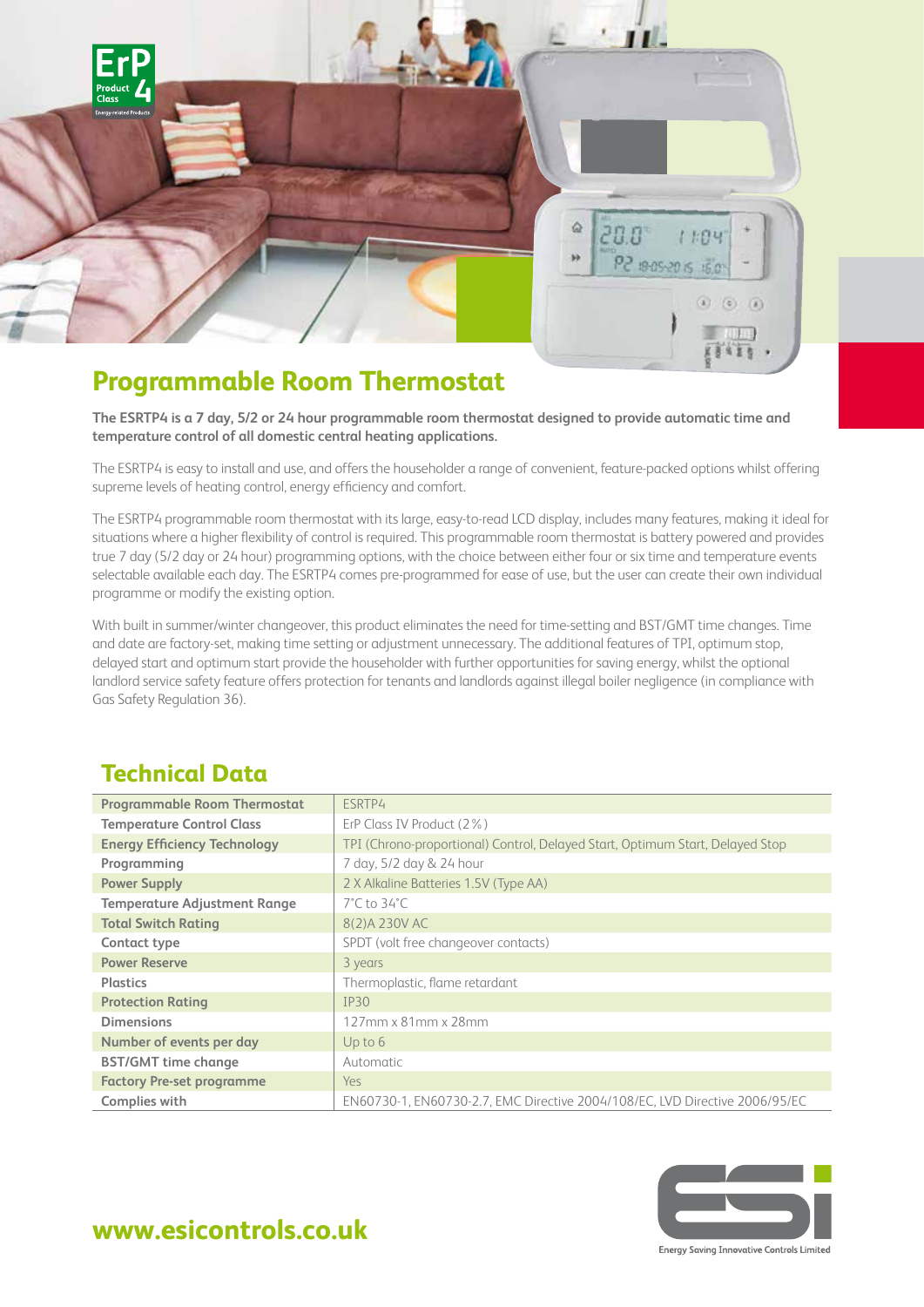## Programmable Room Thermostat

**The ESRTP4 is a 7 day, 5/2 or 24 hour programmable room thermostat designed to provide automatic time and temperature control of all domestic central heating applications.**

The ESRTP4 is easy to install and use, and offers the householder a range of convenient, feature-packed options whilst offering supreme levels of heating control, energy efficiency and comfort.

The ESRTP4 programmable room thermostat with its large, easy-to-read LCD display, includes many features, making it ideal for situations where a higher flexibility of control is required. This programmable room thermostat is battery powered and provides true 7 day (5/2 day or 24 hour) programming options, with the choice between either four or six time and temperature events selectable available each day. The ESRTP4 comes pre-programmed for ease of use, but the user can create their own individual programme or modify the existing option.

With built in summer/winter changeover, this product eliminates the need for time-setting and BST/GMT time changes. Time and date are factory-set, making time setting or adjustment unnecessary. The additional features of TPI, optimum stop, delayed start and optimum start provide the householder with further opportunities for saving energy, whilst the optional landlord service safety feature offers protection for tenants and landlords against illegal boiler negligence (in compliance with Gas Safety Regulation 36).

## Technical Data

| | |
|---|---|
| **Programmable Room Thermostat** | ESRTP4 |
| **Temperature Control Class** | ErP Class IV Product (2%) |
| **Energy Efficiency Technology** | TPI (Chrono-proportional) Control, Delayed Start, Optimum Start, Delayed Stop |
| **Programming** | 7 day, 5/2 day & 24 hour |
| **Power Supply** | 2 X Alkaline Batteries 1.5V (Type AA) |
| **Temperature Adjustment Range** | 7°C to 34°C |
| **Total Switch Rating** | 8(2)A 230V AC |
| **Contact type** | SPDT (volt free changeover contacts) |
| **Power Reserve** | 3 years |
| **Plastics** | Thermoplastic, flame retardant |
| **Protection Rating** | IP30 |
| **Dimensions** | 127mm x 81mm x 28mm |
| **Number of events per day** | Up to 6 |
| **BST/GMT time change** | Automatic |
| **Factory Pre-set programme** | Yes |
| **Complies with** | EN60730-1, EN60730-2.7, EMC Directive 2004/108/EC, LVD Directive 2006/95/EC |

**www.esicontrols.co.uk**

Energy Saving Innovative Controls Limited